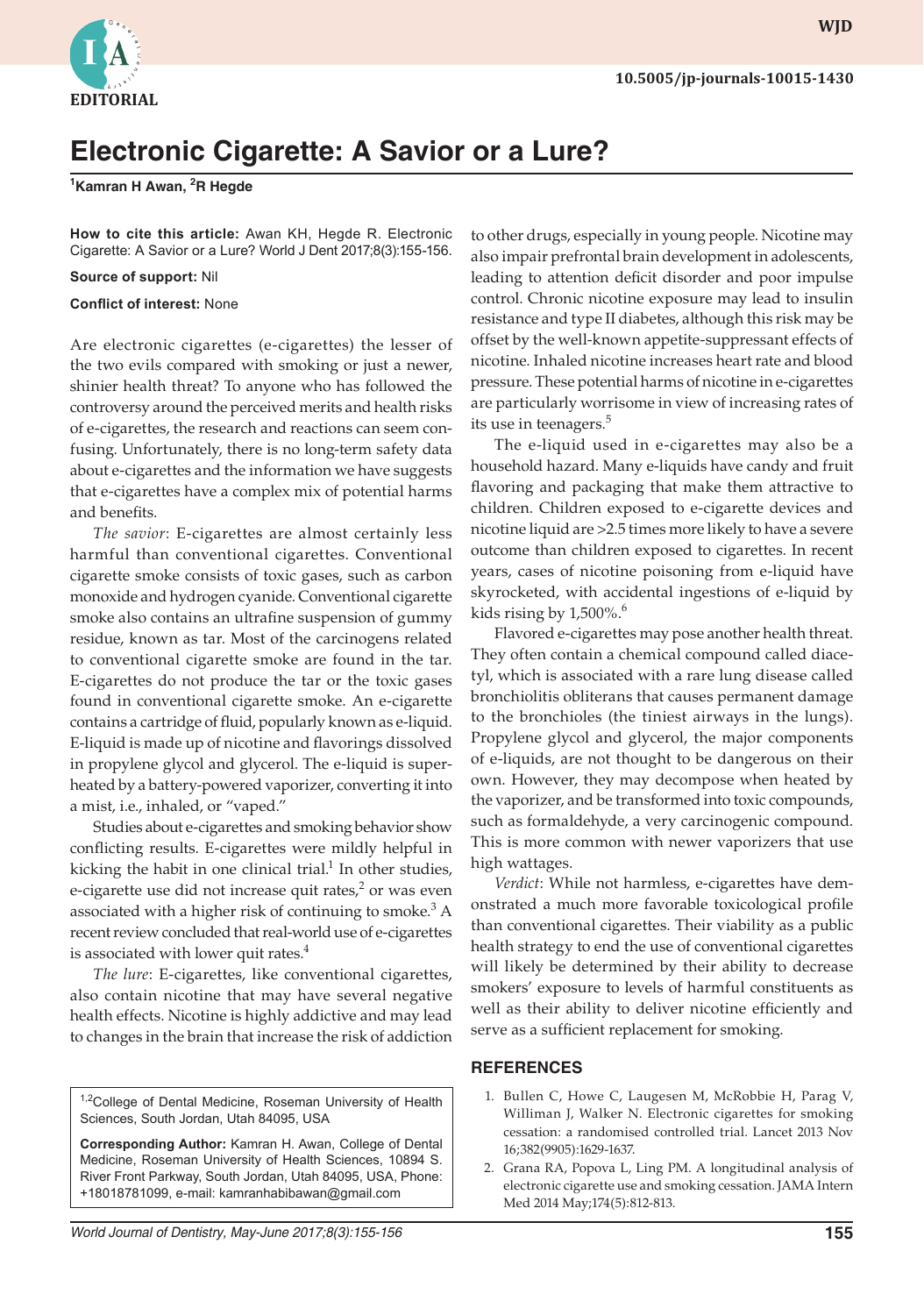EDITORIAL

10.5005/jp-journals-10015-1430

# Electronic Cigarette: A Savior or a Lure?

[1]Kamran H Awan, [2]R Hegde

**How to cite this article:** Awan KH, Hegde R. Electronic Cigarette: A Savior or a Lure? World J Dent 2017;8(3):155-156.

**Source of support:** Nil

**Conflict of interest:** None

Are electronic cigarettes (e-cigarettes) the lesser of the two evils compared with smoking or just a newer, shinier health threat? To anyone who has followed the controversy around the perceived merits and health risks of e-cigarettes, the research and reactions can seem confusing. Unfortunately, there is no long-term safety data about e-cigarettes and the information we have suggests that e-cigarettes have a complex mix of potential harms and benefits.

*The savior*: E-cigarettes are almost certainly less harmful than conventional cigarettes. Conventional cigarette smoke consists of toxic gases, such as carbon monoxide and hydrogen cyanide. Conventional cigarette smoke also contains an ultrafine suspension of gummy residue, known as tar. Most of the carcinogens related to conventional cigarette smoke are found in the tar. E-cigarettes do not produce the tar or the toxic gases found in conventional cigarette smoke. An e-cigarette contains a cartridge of fluid, popularly known as e-liquid. E-liquid is made up of nicotine and flavorings dissolved in propylene glycol and glycerol. The e-liquid is superheated by a battery-powered vaporizer, converting it into a mist, i.e., inhaled, or "vaped."

Studies about e-cigarettes and smoking behavior show conflicting results. E-cigarettes were mildly helpful in kicking the habit in one clinical trial.[1] In other studies, e-cigarette use did not increase quit rates,[2] or was even associated with a higher risk of continuing to smoke.[3] A recent review concluded that real-world use of e-cigarettes is associated with lower quit rates.[4]

*The lure*: E-cigarettes, like conventional cigarettes, also contain nicotine that may have several negative health effects. Nicotine is highly addictive and may lead to changes in the brain that increase the risk of addiction to other drugs, especially in young people. Nicotine may also impair prefrontal brain development in adolescents, leading to attention deficit disorder and poor impulse control. Chronic nicotine exposure may lead to insulin resistance and type II diabetes, although this risk may be offset by the well-known appetite-suppressant effects of nicotine. Inhaled nicotine increases heart rate and blood pressure. These potential harms of nicotine in e-cigarettes are particularly worrisome in view of increasing rates of its use in teenagers.[5]

The e-liquid used in e-cigarettes may also be a household hazard. Many e-liquids have candy and fruit flavoring and packaging that make them attractive to children. Children exposed to e-cigarette devices and nicotine liquid are >2.5 times more likely to have a severe outcome than children exposed to cigarettes. In recent years, cases of nicotine poisoning from e-liquid have skyrocketed, with accidental ingestions of e-liquid by kids rising by 1,500%.[6]

Flavored e-cigarettes may pose another health threat. They often contain a chemical compound called diacetyl, which is associated with a rare lung disease called bronchiolitis obliterans that causes permanent damage to the bronchioles (the tiniest airways in the lungs). Propylene glycol and glycerol, the major components of e-liquids, are not thought to be dangerous on their own. However, they may decompose when heated by the vaporizer, and be transformed into toxic compounds, such as formaldehyde, a very carcinogenic compound. This is more common with newer vaporizers that use high wattages.

*Verdict*: While not harmless, e-cigarettes have demonstrated a much more favorable toxicological profile than conventional cigarettes. Their viability as a public health strategy to end the use of conventional cigarettes will likely be determined by their ability to decrease smokers' exposure to levels of harmful constituents as well as their ability to deliver nicotine efficiently and serve as a sufficient replacement for smoking.

[1,2]College of Dental Medicine, Roseman University of Health Sciences, South Jordan, Utah 84095, USA

**Corresponding Author:** Kamran H. Awan, College of Dental Medicine, Roseman University of Health Sciences, 10894 S. River Front Parkway, South Jordan, Utah 84095, USA, Phone: +18018781099, e-mail: kamranhabibawan@gmail.com

## REFERENCES

1. Bullen C, Howe C, Laugesen M, McRobbie H, Parag V, Williman J, Walker N. Electronic cigarettes for smoking cessation: a randomised controlled trial. Lancet 2013 Nov 16;382(9905):1629-1637.
2. Grana RA, Popova L, Ling PM. A longitudinal analysis of electronic cigarette use and smoking cessation. JAMA Intern Med 2014 May;174(5):812-813.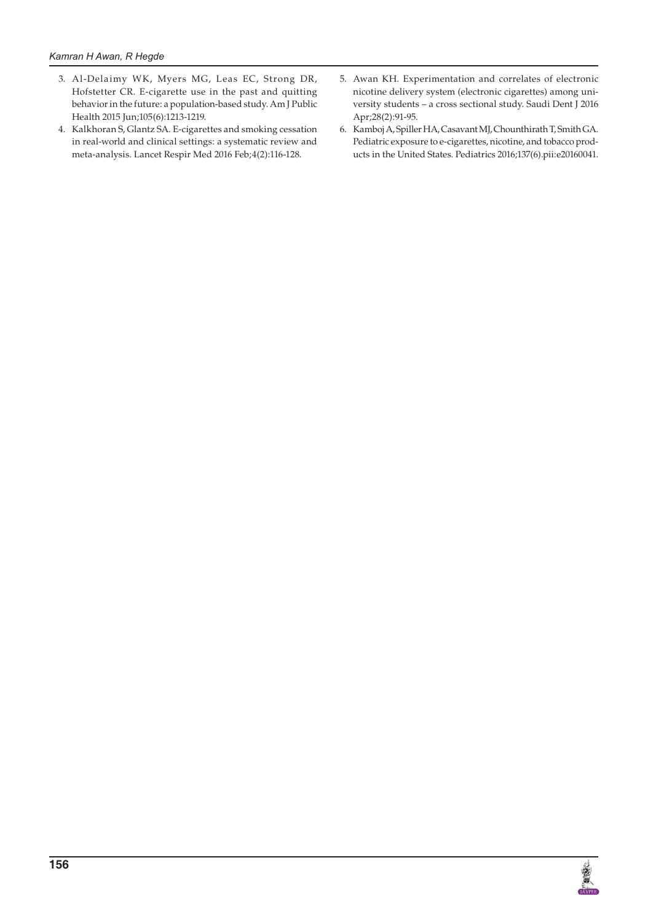3. Al-Delaimy WK, Myers MG, Leas EC, Strong DR, Hofstetter CR. E-cigarette use in the past and quitting behavior in the future: a population-based study. Am J Public Health 2015 Jun;105(6):1213-1219.
4. Kalkhoran S, Glantz SA. E-cigarettes and smoking cessation in real-world and clinical settings: a systematic review and meta-analysis. Lancet Respir Med 2016 Feb;4(2):116-128.
5. Awan KH. Experimentation and correlates of electronic nicotine delivery system (electronic cigarettes) among university students – a cross sectional study. Saudi Dent J 2016 Apr;28(2):91-95.
6. Kamboj A, Spiller HA, Casavant MJ, Chounthirath T, Smith GA. Pediatric exposure to e-cigarettes, nicotine, and tobacco products in the United States. Pediatrics 2016;137(6).pii:e20160041.